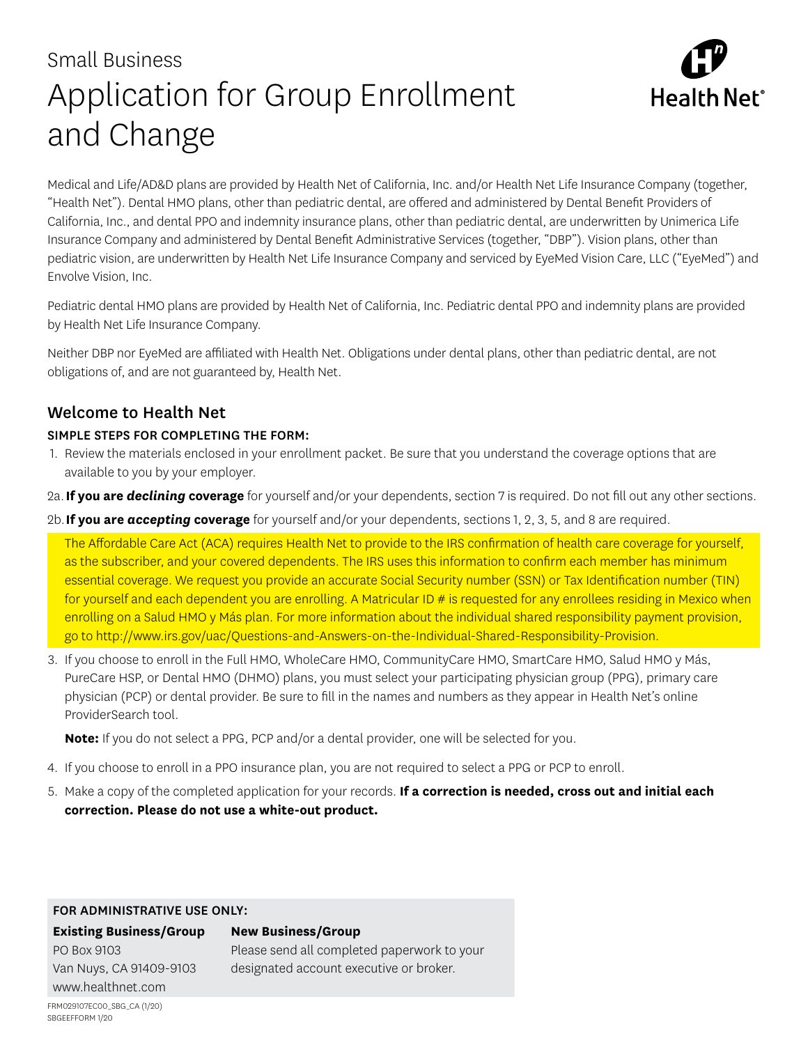Small Business

# Application for Group Enrollment and Change

Health Net®

Medical and Life/AD&D plans are provided by Health Net of California, Inc. and/or Health Net Life Insurance Company (together, "Health Net"). Dental HMO plans, other than pediatric dental, are offered and administered by Dental Benefit Providers of California, Inc., and dental PPO and indemnity insurance plans, other than pediatric dental, are underwritten by Unimerica Life Insurance Company and administered by Dental Benefit Administrative Services (together, "DBP"). Vision plans, other than pediatric vision, are underwritten by Health Net Life Insurance Company and serviced by EyeMed Vision Care, LLC ("EyeMed") and Envolve Vision, Inc.

Pediatric dental HMO plans are provided by Health Net of California, Inc. Pediatric dental PPO and indemnity plans are provided by Health Net Life Insurance Company.

Neither DBP nor EyeMed are affiliated with Health Net. Obligations under dental plans, other than pediatric dental, are not obligations of, and are not guaranteed by, Health Net.

## Welcome to Health Net

### SIMPLE STEPS FOR COMPLETING THE FORM:

1. Review the materials enclosed in your enrollment packet. Be sure that you understand the coverage options that are available to you by your employer.

2a. **If you are *declining* coverage** for yourself and/or your dependents, section 7 is required. Do not fill out any other sections.

2b. **If you are *accepting* coverage** for yourself and/or your dependents, sections 1, 2, 3, 5, and 8 are required.

The Affordable Care Act (ACA) requires Health Net to provide to the IRS confirmation of health care coverage for yourself, as the subscriber, and your covered dependents. The IRS uses this information to confirm each member has minimum essential coverage. We request you provide an accurate Social Security number (SSN) or Tax Identification number (TIN) for yourself and each dependent you are enrolling. A Matricular ID # is requested for any enrollees residing in Mexico when enrolling on a Salud HMO y Más plan. For more information about the individual shared responsibility payment provision, go to http://www.irs.gov/uac/Questions-and-Answers-on-the-Individual-Shared-Responsibility-Provision.

3. If you choose to enroll in the Full HMO, WholeCare HMO, CommunityCare HMO, SmartCare HMO, Salud HMO y Más, PureCare HSP, or Dental HMO (DHMO) plans, you must select your participating physician group (PPG), primary care physician (PCP) or dental provider. Be sure to fill in the names and numbers as they appear in Health Net's online ProviderSearch tool.

   **Note:** If you do not select a PPG, PCP and/or a dental provider, one will be selected for you.

4. If you choose to enroll in a PPO insurance plan, you are not required to select a PPG or PCP to enroll.

5. Make a copy of the completed application for your records. **If a correction is needed, cross out and initial each correction. Please do not use a white-out product.**

**FOR ADMINISTRATIVE USE ONLY:**

| **Existing Business/Group** | **New Business/Group** |
|---|---|
| PO Box 9103<br>Van Nuys, CA 91409-9103<br>www.healthnet.com | Please send all completed paperwork to your designated account executive or broker. |

FRM029107EC00_SBG_CA (1/20)
SBGEEFFORM 1/20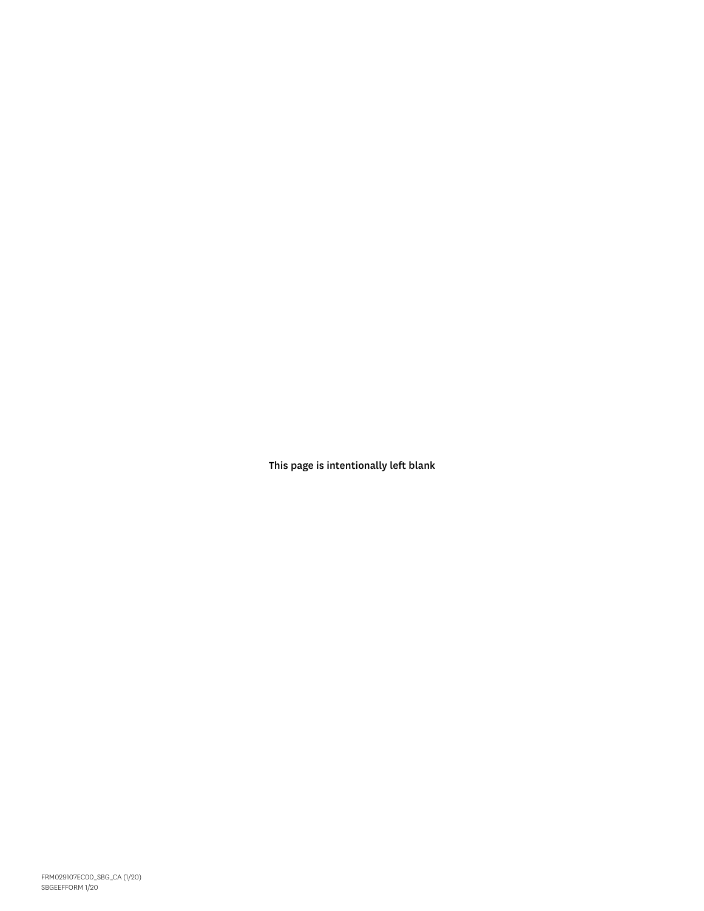This page is intentionally left blank

FRM029107EC00_SBG_CA (1/20)
SBGEEFFORM 1/20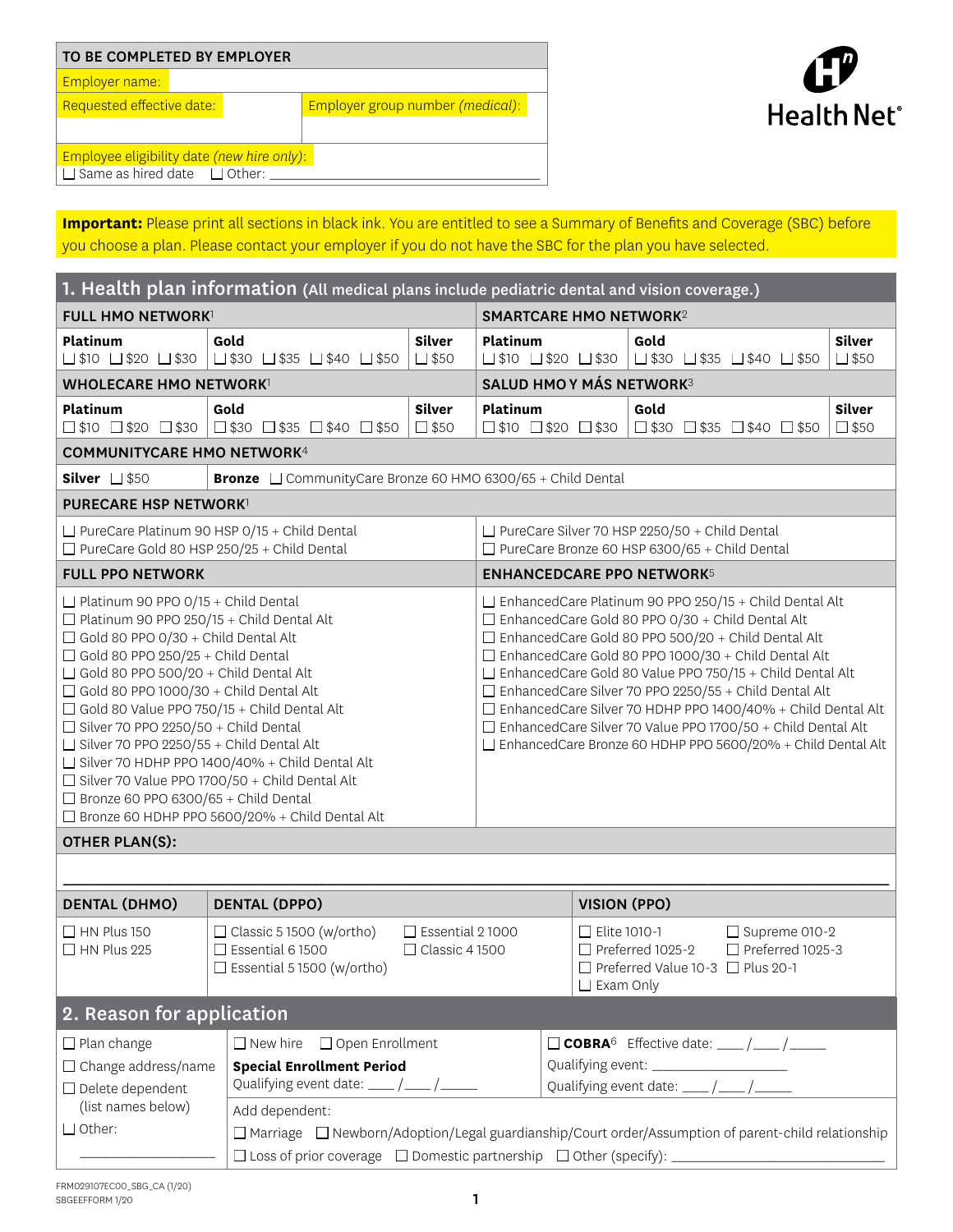| TO BE COMPLETED BY EMPLOYER | |
|---|---|
| Employer name: | |
| Requested effective date: | Employer group number *(medical)*: |
| Employee eligibility date *(new hire only)*: ☐ Same as hired date ☐ Other: ______ | |

Health Net®

**Important:** Please print all sections in black ink. You are entitled to see a Summary of Benefits and Coverage (SBC) before you choose a plan. Please contact your employer if you do not have the SBC for the plan you have selected.

## 1. Health plan information (All medical plans include pediatric dental and vision coverage.)

**FULL HMO NETWORK[1]**

| Platinum | Gold | Silver |
|---|---|---|
| ☐ $10 ☐ $20 ☐ $30 | ☐ $30 ☐ $35 ☐ $40 ☐ $50 | ☐ $50 |

**SMARTCARE HMO NETWORK[2]**

| Platinum | Gold | Silver |
|---|---|---|
| ☐ $10 ☐ $20 ☐ $30 | ☐ $30 ☐ $35 ☐ $40 ☐ $50 | ☐ $50 |

**WHOLECARE HMO NETWORK[1]**

| Platinum | Gold | Silver |
|---|---|---|
| ☐ $10 ☐ $20 ☐ $30 | ☐ $30 ☐ $35 ☐ $40 ☐ $50 | ☐ $50 |

**SALUD HMO Y MÁS NETWORK[3]**

| Platinum | Gold | Silver |
|---|---|---|
| ☐ $10 ☐ $20 ☐ $30 | ☐ $30 ☐ $35 ☐ $40 ☐ $50 | ☐ $50 |

**COMMUNITYCARE HMO NETWORK[4]**

| Silver | Bronze |
|---|---|
| ☐ $50 | ☐ CommunityCare Bronze 60 HMO 6300/65 + Child Dental |

**PURECARE HSP NETWORK[1]**

- ☐ PureCare Platinum 90 HSP 0/15 + Child Dental
- ☐ PureCare Gold 80 HSP 250/25 + Child Dental
- ☐ PureCare Silver 70 HSP 2250/50 + Child Dental
- ☐ PureCare Bronze 60 HSP 6300/65 + Child Dental

**FULL PPO NETWORK**

- ☐ Platinum 90 PPO 0/15 + Child Dental
- ☐ Platinum 90 PPO 250/15 + Child Dental Alt
- ☐ Gold 80 PPO 0/30 + Child Dental Alt
- ☐ Gold 80 PPO 250/25 + Child Dental
- ☐ Gold 80 PPO 500/20 + Child Dental Alt
- ☐ Gold 80 PPO 1000/30 + Child Dental Alt
- ☐ Gold 80 Value PPO 750/15 + Child Dental Alt
- ☐ Silver 70 PPO 2250/50 + Child Dental
- ☐ Silver 70 PPO 2250/55 + Child Dental Alt
- ☐ Silver 70 HDHP PPO 1400/40% + Child Dental Alt
- ☐ Silver 70 Value PPO 1700/50 + Child Dental Alt
- ☐ Bronze 60 PPO 6300/65 + Child Dental
- ☐ Bronze 60 HDHP PPO 5600/20% + Child Dental Alt

**ENHANCEDCARE PPO NETWORK[5]**

- ☐ EnhancedCare Platinum 90 PPO 250/15 + Child Dental Alt
- ☐ EnhancedCare Gold 80 PPO 0/30 + Child Dental Alt
- ☐ EnhancedCare Gold 80 PPO 500/20 + Child Dental Alt
- ☐ EnhancedCare Gold 80 PPO 1000/30 + Child Dental Alt
- ☐ EnhancedCare Gold 80 Value PPO 750/15 + Child Dental Alt
- ☐ EnhancedCare Silver 70 PPO 2250/55 + Child Dental Alt
- ☐ EnhancedCare Silver 70 HDHP PPO 1400/40% + Child Dental Alt
- ☐ EnhancedCare Silver 70 Value PPO 1700/50 + Child Dental Alt
- ☐ EnhancedCare Bronze 60 HDHP PPO 5600/20% + Child Dental Alt

**OTHER PLAN(S):**

______________________________________________

| DENTAL (DHMO) | DENTAL (DPPO) | | VISION (PPO) | |
|---|---|---|---|---|
| ☐ HN Plus 150 | ☐ Classic 5 1500 (w/ortho) | ☐ Essential 2 1000 | ☐ Elite 1010-1 | ☐ Supreme 010-2 |
| ☐ HN Plus 225 | ☐ Essential 6 1500 | ☐ Classic 4 1500 | ☐ Preferred 1025-2 | ☐ Preferred 1025-3 |
| | ☐ Essential 5 1500 (w/ortho) | | ☐ Preferred Value 10-3 | ☐ Plus 20-1 |
| | | | ☐ Exam Only | |

## 2. Reason for application

| | | |
|---|---|---|
| ☐ Plan change | ☐ New hire ☐ Open Enrollment | ☐ **COBRA[6]** Effective date: ___/___/_____ |
| ☐ Change address/name | **Special Enrollment Period** Qualifying event date: ___/___/_____ | Qualifying event: __________ Qualifying event date: ___/___/_____ |
| ☐ Delete dependent (list names below) | Add dependent: ☐ Marriage ☐ Newborn/Adoption/Legal guardianship/Court order/Assumption of parent-child relationship | |
| ☐ Other: __________ | ☐ Loss of prior coverage ☐ Domestic partnership ☐ Other (specify): __________ | |

FRM029107EC00_SBG_CA (1/20)
SBGEEFORM 1/20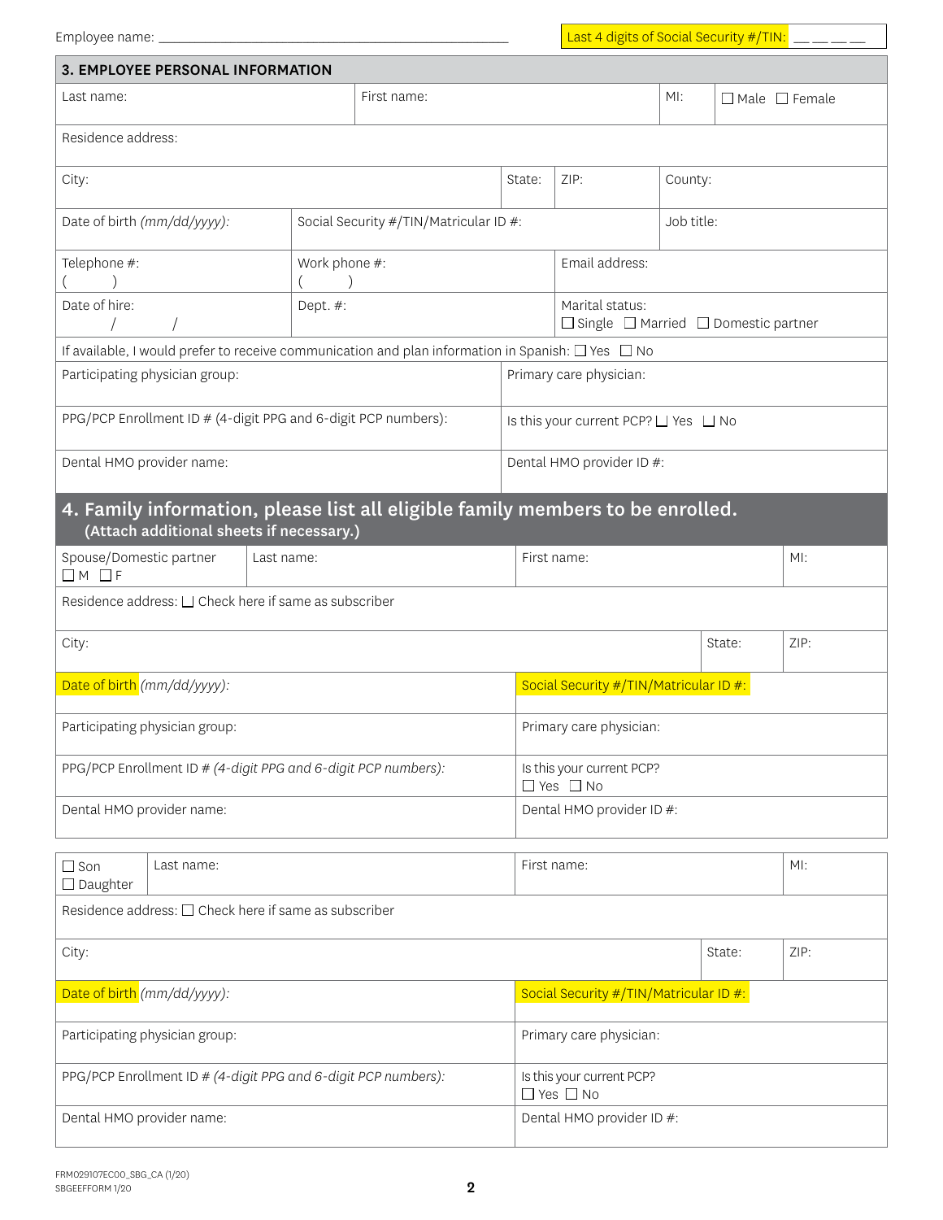Employee name: ______________________________ Last 4 digits of Social Security #/TIN: __ __ __ __

## 3. EMPLOYEE PERSONAL INFORMATION

| Last name: | First name: | MI: | ☐ Male ☐ Female |
|---|---|---|---|

Residence address:

| City: | State: | ZIP: | County: |
|---|---|---|---|

| Date of birth *(mm/dd/yyyy)*: | Social Security #/TIN/Matricular ID #: | Job title: |
|---|---|---|

| Telephone #: ( ) | Work phone #: ( ) | Email address: |
|---|---|---|
| Date of hire: / / | Dept. #: | Marital status: ☐ Single ☐ Married ☐ Domestic partner |

If available, I would prefer to receive communication and plan information in Spanish: ☐ Yes ☐ No

| Participating physician group: | Primary care physician: |
|---|---|
| PPG/PCP Enrollment ID # (4-digit PPG and 6-digit PCP numbers): | Is this your current PCP? ☐ Yes ☐ No |
| Dental HMO provider name: | Dental HMO provider ID #: |

## 4. Family information, please list all eligible family members to be enrolled.
**(Attach additional sheets if necessary.)**

| Spouse/Domestic partner ☐ M ☐ F | Last name: | First name: | MI: |
|---|---|---|---|

Residence address: ☐ Check here if same as subscriber

| City: | State: | ZIP: |
|---|---|---|

| Date of birth *(mm/dd/yyyy)*: | Social Security #/TIN/Matricular ID #: |
|---|---|
| Participating physician group: | Primary care physician: |
| PPG/PCP Enrollment ID # *(4-digit PPG and 6-digit PCP numbers)*: | Is this your current PCP? ☐ Yes ☐ No |
| Dental HMO provider name: | Dental HMO provider ID #: |

| ☐ Son ☐ Daughter | Last name: | First name: | MI: |
|---|---|---|---|

Residence address: ☐ Check here if same as subscriber

| City: | State: | ZIP: |
|---|---|---|

| Date of birth *(mm/dd/yyyy)*: | Social Security #/TIN/Matricular ID #: |
|---|---|
| Participating physician group: | Primary care physician: |
| PPG/PCP Enrollment ID # *(4-digit PPG and 6-digit PCP numbers)*: | Is this your current PCP? ☐ Yes ☐ No |
| Dental HMO provider name: | Dental HMO provider ID #: |

FRM029107EC00_SBG_CA (1/20)
SBGEEFORM 1/20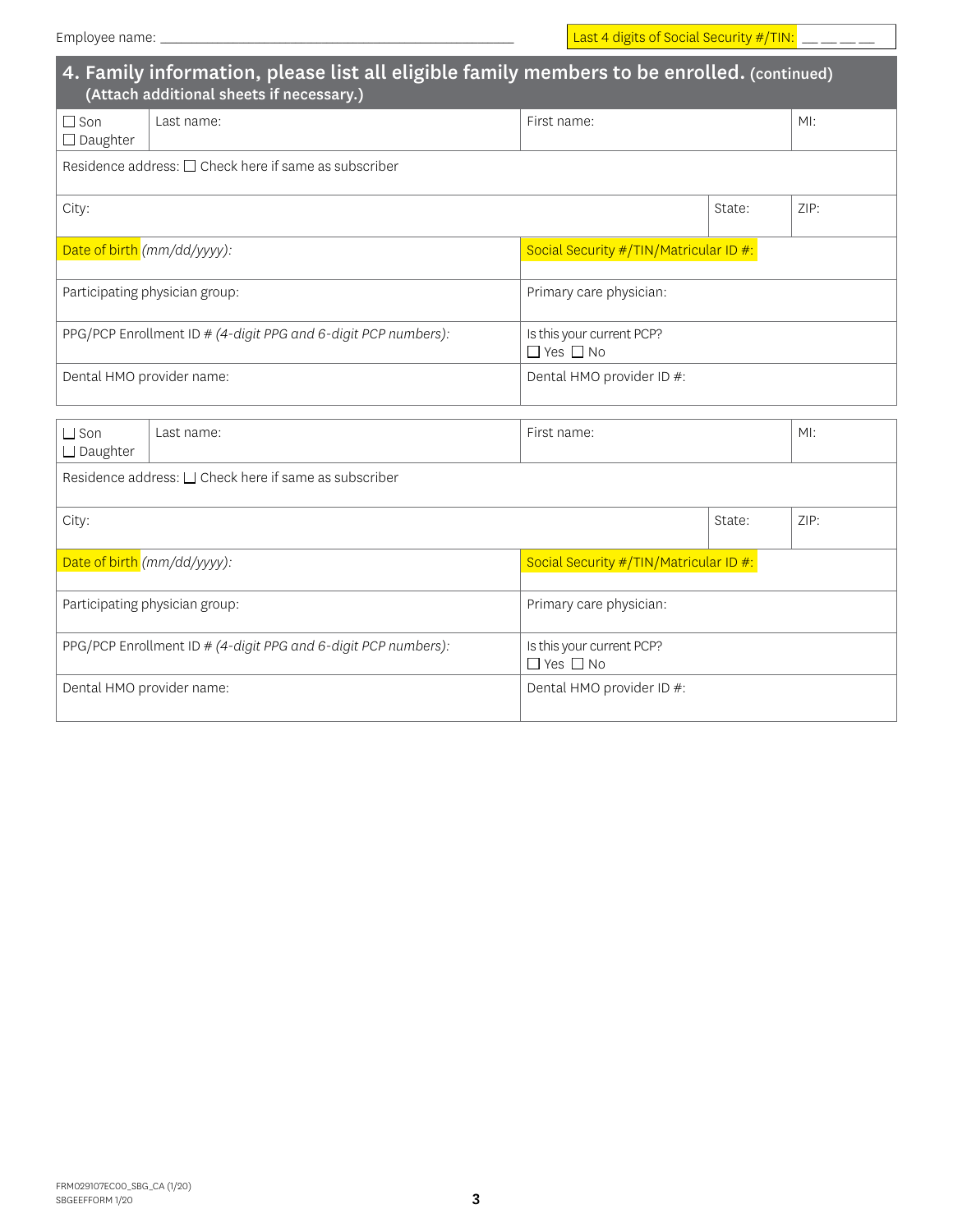Employee name: ___________________________________________ Last 4 digits of Social Security #/TIN: __ __ __ __

## 4. Family information, please list all eligible family members to be enrolled. (continued)

**(Attach additional sheets if necessary.)**

| ☐ Son<br>☐ Daughter | Last name: | First name: | MI: |
|---|---|---|---|
| Residence address: ☐ Check here if same as subscriber | | | |
| City: | | State: | ZIP: |
| Date of birth *(mm/dd/yyyy)*: | | Social Security #/TIN/Matricular ID #: | |
| Participating physician group: | | Primary care physician: | |
| PPG/PCP Enrollment ID # *(4-digit PPG and 6-digit PCP numbers)*: | | Is this your current PCP?<br>☐ Yes ☐ No | |
| Dental HMO provider name: | | Dental HMO provider ID #: | |

| ☐ Son<br>☐ Daughter | Last name: | First name: | MI: |
|---|---|---|---|
| Residence address: ☐ Check here if same as subscriber | | | |
| City: | | State: | ZIP: |
| Date of birth *(mm/dd/yyyy)*: | | Social Security #/TIN/Matricular ID #: | |
| Participating physician group: | | Primary care physician: | |
| PPG/PCP Enrollment ID # *(4-digit PPG and 6-digit PCP numbers)*: | | Is this your current PCP?<br>☐ Yes ☐ No | |
| Dental HMO provider name: | | Dental HMO provider ID #: | |

FRM029107EC00_SBG_CA (1/20)
SBGEEFFORM 1/20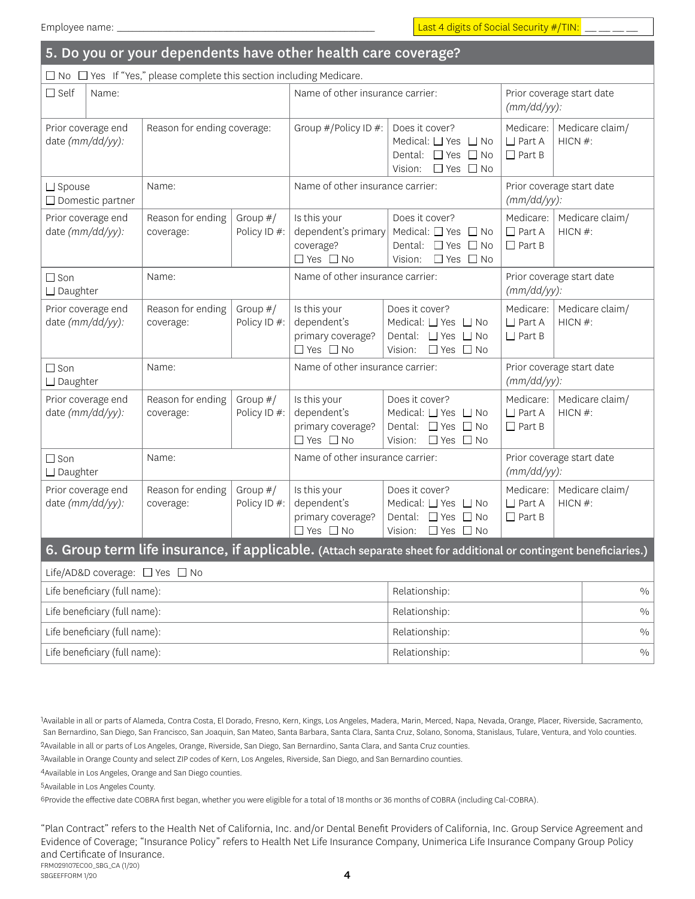Employee name: ___________________________________________ Last 4 digits of Social Security #/TIN: __ __ __ __

## 5. Do you or your dependents have other health care coverage?

☐ No ☐ Yes If "Yes," please complete this section including Medicare.

| ☐ Self | Name: | | Name of other insurance carrier: | | Prior coverage start date *(mm/dd/yy)*: | |
|---|---|---|---|---|---|---|
| Prior coverage end date *(mm/dd/yy)*: | Reason for ending coverage: | | Group #/Policy ID #: | Does it cover? Medical: ☐ Yes ☐ No Dental: ☐ Yes ☐ No Vision: ☐ Yes ☐ No | Medicare: ☐ Part A ☐ Part B | Medicare claim/ HICN #: |
| ☐ Spouse ☐ Domestic partner | Name: | | Name of other insurance carrier: | | Prior coverage start date *(mm/dd/yy)*: | |
| Prior coverage end date *(mm/dd/yy)*: | Reason for ending coverage: | Group #/ Policy ID #: | Is this your dependent's primary coverage? ☐ Yes ☐ No | Does it cover? Medical: ☐ Yes ☐ No Dental: ☐ Yes ☐ No Vision: ☐ Yes ☐ No | Medicare: ☐ Part A ☐ Part B | Medicare claim/ HICN #: |
| ☐ Son ☐ Daughter | Name: | | Name of other insurance carrier: | | Prior coverage start date *(mm/dd/yy)*: | |
| Prior coverage end date *(mm/dd/yy)*: | Reason for ending coverage: | Group #/ Policy ID #: | Is this your dependent's primary coverage? ☐ Yes ☐ No | Does it cover? Medical: ☐ Yes ☐ No Dental: ☐ Yes ☐ No Vision: ☐ Yes ☐ No | Medicare: ☐ Part A ☐ Part B | Medicare claim/ HICN #: |
| ☐ Son ☐ Daughter | Name: | | Name of other insurance carrier: | | Prior coverage start date *(mm/dd/yy)*: | |
| Prior coverage end date *(mm/dd/yy)*: | Reason for ending coverage: | Group #/ Policy ID #: | Is this your dependent's primary coverage? ☐ Yes ☐ No | Does it cover? Medical: ☐ Yes ☐ No Dental: ☐ Yes ☐ No Vision: ☐ Yes ☐ No | Medicare: ☐ Part A ☐ Part B | Medicare claim/ HICN #: |
| ☐ Son ☐ Daughter | Name: | | Name of other insurance carrier: | | Prior coverage start date *(mm/dd/yy)*: | |
| Prior coverage end date *(mm/dd/yy)*: | Reason for ending coverage: | Group #/ Policy ID #: | Is this your dependent's primary coverage? ☐ Yes ☐ No | Does it cover? Medical: ☐ Yes ☐ No Dental: ☐ Yes ☐ No Vision: ☐ Yes ☐ No | Medicare: ☐ Part A ☐ Part B | Medicare claim/ HICN #: |

## 6. Group term life insurance, if applicable. (Attach separate sheet for additional or contingent beneficiaries.)

Life/AD&D coverage: ☐ Yes ☐ No

| Life beneficiary (full name): | Relationship: | % |
|---|---|---|
| Life beneficiary (full name): | Relationship: | % |
| Life beneficiary (full name): | Relationship: | % |
| Life beneficiary (full name): | Relationship: | % |

[1]Available in all or parts of Alameda, Contra Costa, El Dorado, Fresno, Kern, Kings, Los Angeles, Madera, Marin, Merced, Napa, Nevada, Orange, Placer, Riverside, Sacramento, San Bernardino, San Diego, San Francisco, San Joaquin, San Mateo, Santa Barbara, Santa Clara, Santa Cruz, Solano, Sonoma, Stanislaus, Tulare, Ventura, and Yolo counties.

[2]Available in all or parts of Los Angeles, Orange, Riverside, San Diego, San Bernardino, Santa Clara, and Santa Cruz counties.

[3]Available in Orange County and select ZIP codes of Kern, Los Angeles, Riverside, San Diego, and San Bernardino counties.

[4]Available in Los Angeles, Orange and San Diego counties.

[5]Available in Los Angeles County.

[6]Provide the effective date COBRA first began, whether you were eligible for a total of 18 months or 36 months of COBRA (including Cal-COBRA).

"Plan Contract" refers to the Health Net of California, Inc. and/or Dental Benefit Providers of California, Inc. Group Service Agreement and Evidence of Coverage; "Insurance Policy" refers to Health Net Life Insurance Company, Unimerica Life Insurance Company Group Policy and Certificate of Insurance.

FRM029107EC00_SBG_CA (1/20)
SBGEEFFORM 1/20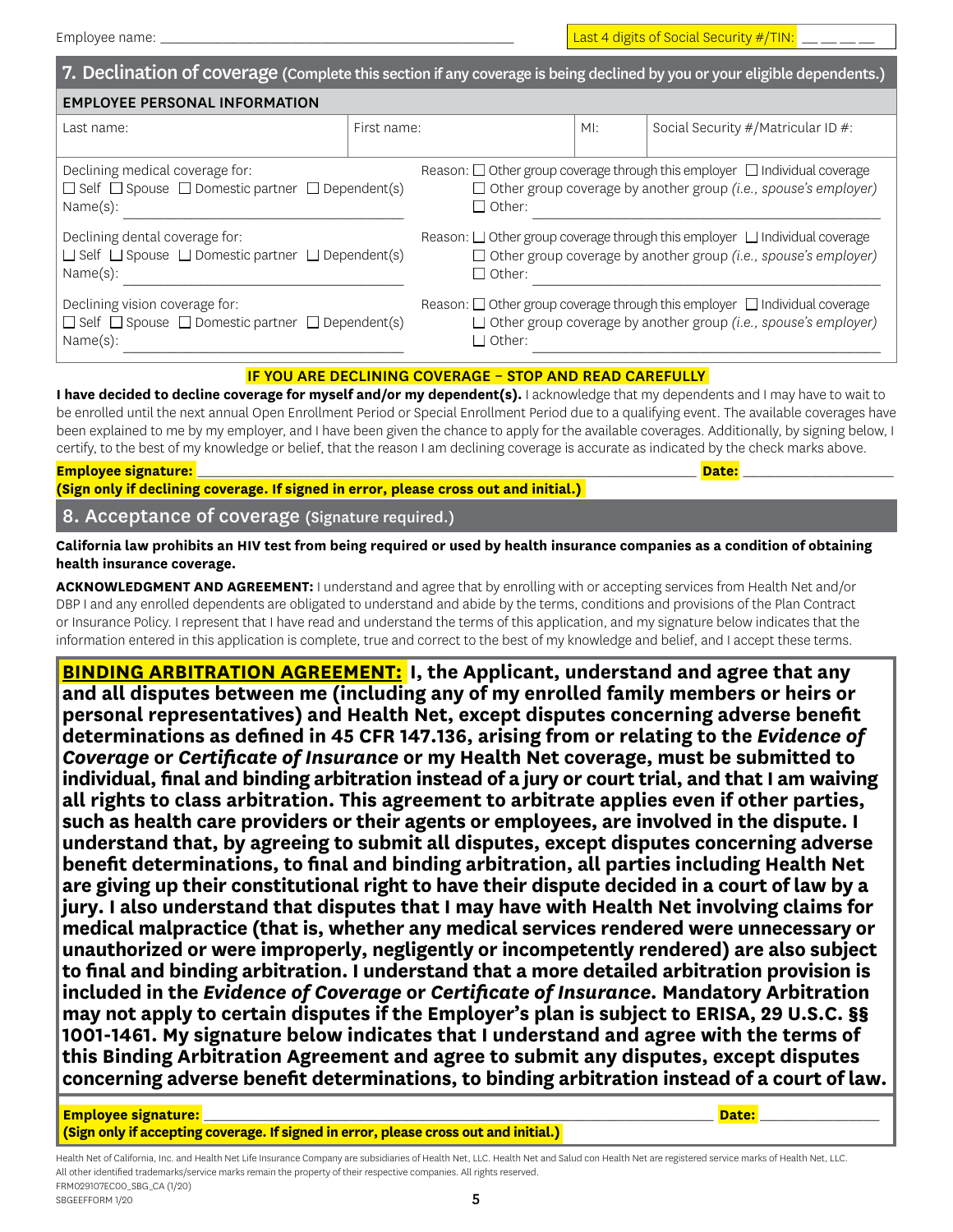Employee name: ______________________________ Last 4 digits of Social Security #/TIN: __ __ __ __

## 7. Declination of coverage (Complete this section if any coverage is being declined by you or your eligible dependents.)

**EMPLOYEE PERSONAL INFORMATION**

| Last name: | First name: | MI: | Social Security #/Matricular ID #: |
|---|---|---|---|

| | |
|---|---|
| Declining medical coverage for:<br>☐ Self ☐ Spouse ☐ Domestic partner ☐ Dependent(s)<br>Name(s): ______________________ | Reason: ☐ Other group coverage through this employer ☐ Individual coverage<br>☐ Other group coverage by another group *(i.e., spouse's employer)*<br>☐ Other: ______________________ |
| Declining dental coverage for:<br>☐ Self ☐ Spouse ☐ Domestic partner ☐ Dependent(s)<br>Name(s): ______________________ | Reason: ☐ Other group coverage through this employer ☐ Individual coverage<br>☐ Other group coverage by another group *(i.e., spouse's employer)*<br>☐ Other: ______________________ |
| Declining vision coverage for:<br>☐ Self ☐ Spouse ☐ Domestic partner ☐ Dependent(s)<br>Name(s): ______________________ | Reason: ☐ Other group coverage through this employer ☐ Individual coverage<br>☐ Other group coverage by another group *(i.e., spouse's employer)*<br>☐ Other: ______________________ |

**IF YOU ARE DECLINING COVERAGE – STOP AND READ CAREFULLY**

**I have decided to decline coverage for myself and/or my dependent(s).** I acknowledge that my dependents and I may have to wait to be enrolled until the next annual Open Enrollment Period or Special Enrollment Period due to a qualifying event. The available coverages have been explained to me by my employer, and I have been given the chance to apply for the available coverages. Additionally, by signing below, I certify, to the best of my knowledge or belief, that the reason I am declining coverage is accurate as indicated by the check marks above.

**Employee signature:** ______________________________ **Date:** ______________

**(Sign only if declining coverage. If signed in error, please cross out and initial.)**

## 8. Acceptance of coverage (Signature required.)

**California law prohibits an HIV test from being required or used by health insurance companies as a condition of obtaining health insurance coverage.**

**ACKNOWLEDGMENT AND AGREEMENT:** I understand and agree that by enrolling with or accepting services from Health Net and/or DBP I and any enrolled dependents are obligated to understand and abide by the terms, conditions and provisions of the Plan Contract or Insurance Policy. I represent that I have read and understand the terms of this application, and my signature below indicates that the information entered in this application is complete, true and correct to the best of my knowledge and belief, and I accept these terms.

**BINDING ARBITRATION AGREEMENT: I, the Applicant, understand and agree that any and all disputes between me (including any of my enrolled family members or heirs or personal representatives) and Health Net, except disputes concerning adverse benefit determinations as defined in 45 CFR 147.136, arising from or relating to the *Evidence of Coverage* or *Certificate of Insurance* or my Health Net coverage, must be submitted to individual, final and binding arbitration instead of a jury or court trial, and that I am waiving all rights to class arbitration. This agreement to arbitrate applies even if other parties, such as health care providers or their agents or employees, are involved in the dispute. I understand that, by agreeing to submit all disputes, except disputes concerning adverse benefit determinations, to final and binding arbitration, all parties including Health Net are giving up their constitutional right to have their dispute decided in a court of law by a jury. I also understand that disputes that I may have with Health Net involving claims for medical malpractice (that is, whether any medical services rendered were unnecessary or unauthorized or were improperly, negligently or incompetently rendered) are also subject to final and binding arbitration. I understand that a more detailed arbitration provision is included in the *Evidence of Coverage* or *Certificate of Insurance*. Mandatory Arbitration may not apply to certain disputes if the Employer's plan is subject to ERISA, 29 U.S.C. §§ 1001-1461. My signature below indicates that I understand and agree with the terms of this Binding Arbitration Agreement and agree to submit any disputes, except disputes concerning adverse benefit determinations, to binding arbitration instead of a court of law.**

**Employee signature:** ______________________________ **Date:** ______________

**(Sign only if accepting coverage. If signed in error, please cross out and initial.)**

Health Net of California, Inc. and Health Net Life Insurance Company are subsidiaries of Health Net, LLC. Health Net and Salud con Health Net are registered service marks of Health Net, LLC. All other identified trademarks/service marks remain the property of their respective companies. All rights reserved.

FRM029107EC00_SBG_CA (1/20)

SBGEEFFORM 1/20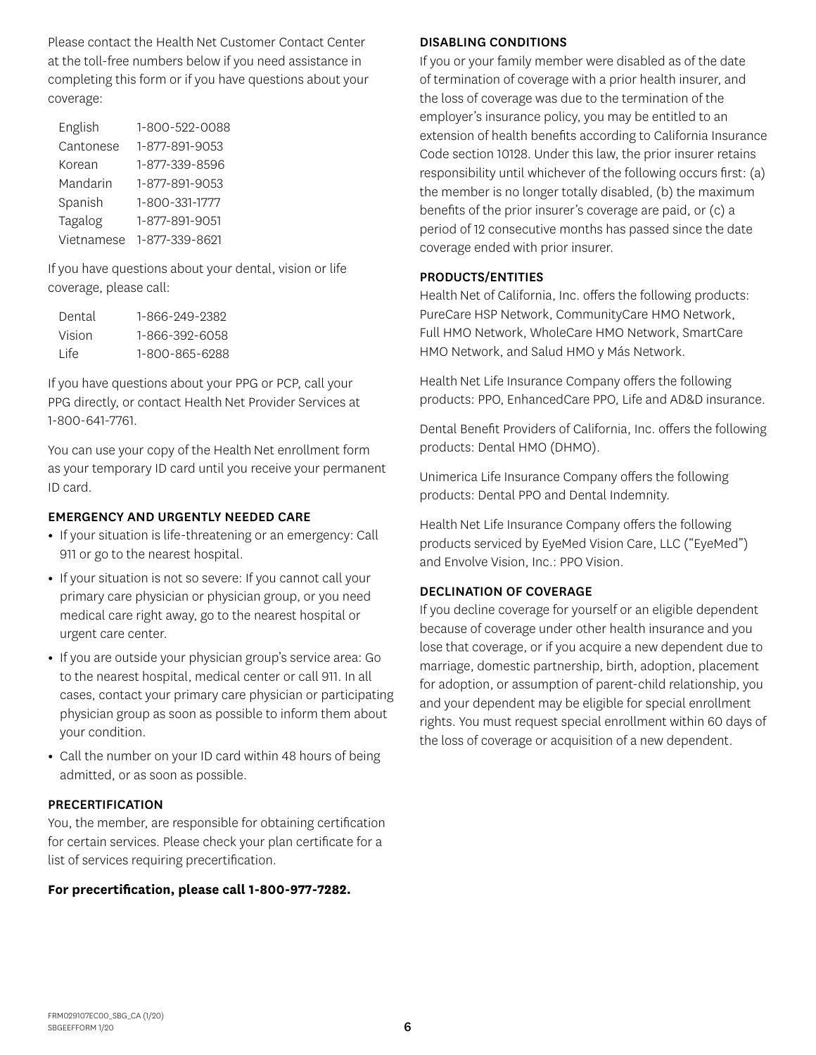Please contact the Health Net Customer Contact Center at the toll-free numbers below if you need assistance in completing this form or if you have questions about your coverage:

| | |
|---|---|
| English | 1-800-522-0088 |
| Cantonese | 1-877-891-9053 |
| Korean | 1-877-339-8596 |
| Mandarin | 1-877-891-9053 |
| Spanish | 1-800-331-1777 |
| Tagalog | 1-877-891-9051 |
| Vietnamese | 1-877-339-8621 |

If you have questions about your dental, vision or life coverage, please call:

| | |
|---|---|
| Dental | 1-866-249-2382 |
| Vision | 1-866-392-6058 |
| Life | 1-800-865-6288 |

If you have questions about your PPG or PCP, call your PPG directly, or contact Health Net Provider Services at 1-800-641-7761.

You can use your copy of the Health Net enrollment form as your temporary ID card until you receive your permanent ID card.

### EMERGENCY AND URGENTLY NEEDED CARE

- If your situation is life-threatening or an emergency: Call 911 or go to the nearest hospital.
- If your situation is not so severe: If you cannot call your primary care physician or physician group, or you need medical care right away, go to the nearest hospital or urgent care center.
- If you are outside your physician group's service area: Go to the nearest hospital, medical center or call 911. In all cases, contact your primary care physician or participating physician group as soon as possible to inform them about your condition.
- Call the number on your ID card within 48 hours of being admitted, or as soon as possible.

### PRECERTIFICATION

You, the member, are responsible for obtaining certification for certain services. Please check your plan certificate for a list of services requiring precertification.

**For precertification, please call 1-800-977-7282.**

### DISABLING CONDITIONS

If you or your family member were disabled as of the date of termination of coverage with a prior health insurer, and the loss of coverage was due to the termination of the employer's insurance policy, you may be entitled to an extension of health benefits according to California Insurance Code section 10128. Under this law, the prior insurer retains responsibility until whichever of the following occurs first: (a) the member is no longer totally disabled, (b) the maximum benefits of the prior insurer's coverage are paid, or (c) a period of 12 consecutive months has passed since the date coverage ended with prior insurer.

### PRODUCTS/ENTITIES

Health Net of California, Inc. offers the following products: PureCare HSP Network, CommunityCare HMO Network, Full HMO Network, WholeCare HMO Network, SmartCare HMO Network, and Salud HMO y Más Network.

Health Net Life Insurance Company offers the following products: PPO, EnhancedCare PPO, Life and AD&D insurance.

Dental Benefit Providers of California, Inc. offers the following products: Dental HMO (DHMO).

Unimerica Life Insurance Company offers the following products: Dental PPO and Dental Indemnity.

Health Net Life Insurance Company offers the following products serviced by EyeMed Vision Care, LLC ("EyeMed") and Envolve Vision, Inc.: PPO Vision.

### DECLINATION OF COVERAGE

If you decline coverage for yourself or an eligible dependent because of coverage under other health insurance and you lose that coverage, or if you acquire a new dependent due to marriage, domestic partnership, birth, adoption, placement for adoption, or assumption of parent-child relationship, you and your dependent may be eligible for special enrollment rights. You must request special enrollment within 60 days of the loss of coverage or acquisition of a new dependent.

FRM029107EC00_SBG_CA (1/20)
SBGEEFFORM 1/20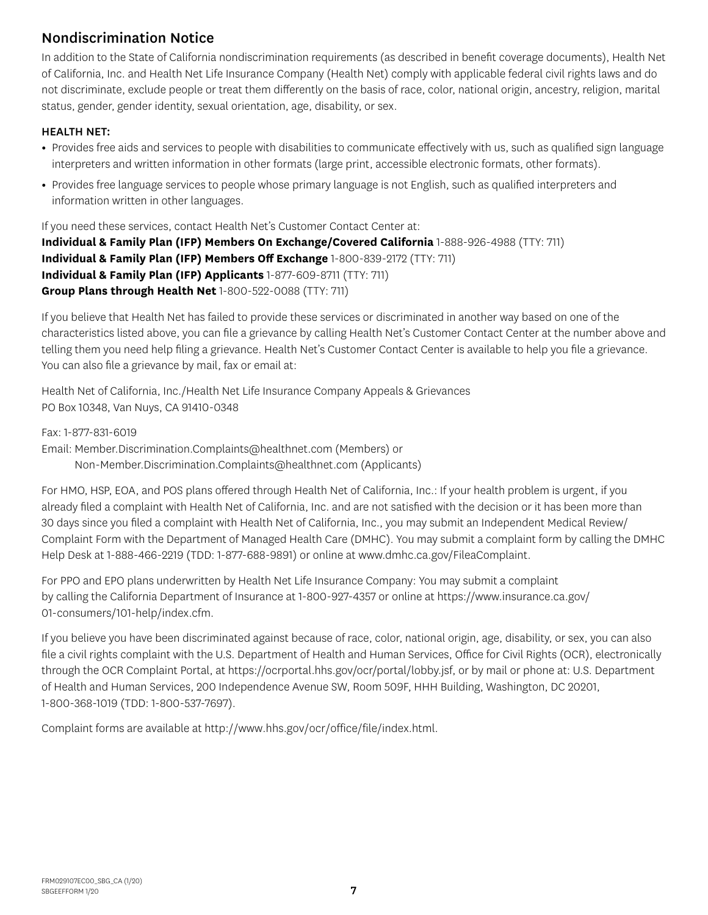## Nondiscrimination Notice

In addition to the State of California nondiscrimination requirements (as described in benefit coverage documents), Health Net of California, Inc. and Health Net Life Insurance Company (Health Net) comply with applicable federal civil rights laws and do not discriminate, exclude people or treat them differently on the basis of race, color, national origin, ancestry, religion, marital status, gender, gender identity, sexual orientation, age, disability, or sex.

### HEALTH NET:

- Provides free aids and services to people with disabilities to communicate effectively with us, such as qualified sign language interpreters and written information in other formats (large print, accessible electronic formats, other formats).
- Provides free language services to people whose primary language is not English, such as qualified interpreters and information written in other languages.

If you need these services, contact Health Net's Customer Contact Center at:
**Individual & Family Plan (IFP) Members On Exchange/Covered California** 1-888-926-4988 (TTY: 711)
**Individual & Family Plan (IFP) Members Off Exchange** 1-800-839-2172 (TTY: 711)
**Individual & Family Plan (IFP) Applicants** 1-877-609-8711 (TTY: 711)
**Group Plans through Health Net** 1-800-522-0088 (TTY: 711)

If you believe that Health Net has failed to provide these services or discriminated in another way based on one of the characteristics listed above, you can file a grievance by calling Health Net's Customer Contact Center at the number above and telling them you need help filing a grievance. Health Net's Customer Contact Center is available to help you file a grievance. You can also file a grievance by mail, fax or email at:

Health Net of California, Inc./Health Net Life Insurance Company Appeals & Grievances
PO Box 10348, Van Nuys, CA 91410-0348

Fax: 1-877-831-6019
Email: Member.Discrimination.Complaints@healthnet.com (Members) or
Non-Member.Discrimination.Complaints@healthnet.com (Applicants)

For HMO, HSP, EOA, and POS plans offered through Health Net of California, Inc.: If your health problem is urgent, if you already filed a complaint with Health Net of California, Inc. and are not satisfied with the decision or it has been more than 30 days since you filed a complaint with Health Net of California, Inc., you may submit an Independent Medical Review/Complaint Form with the Department of Managed Health Care (DMHC). You may submit a complaint form by calling the DMHC Help Desk at 1-888-466-2219 (TDD: 1-877-688-9891) or online at www.dmhc.ca.gov/FileaComplaint.

For PPO and EPO plans underwritten by Health Net Life Insurance Company: You may submit a complaint by calling the California Department of Insurance at 1-800-927-4357 or online at https://www.insurance.ca.gov/01-consumers/101-help/index.cfm.

If you believe you have been discriminated against because of race, color, national origin, age, disability, or sex, you can also file a civil rights complaint with the U.S. Department of Health and Human Services, Office for Civil Rights (OCR), electronically through the OCR Complaint Portal, at https://ocrportal.hhs.gov/ocr/portal/lobby.jsf, or by mail or phone at: U.S. Department of Health and Human Services, 200 Independence Avenue SW, Room 509F, HHH Building, Washington, DC 20201, 1-800-368-1019 (TDD: 1-800-537-7697).

Complaint forms are available at http://www.hhs.gov/ocr/office/file/index.html.

FRM029107EC00_SBG_CA (1/20)
SBGEEFFORM 1/20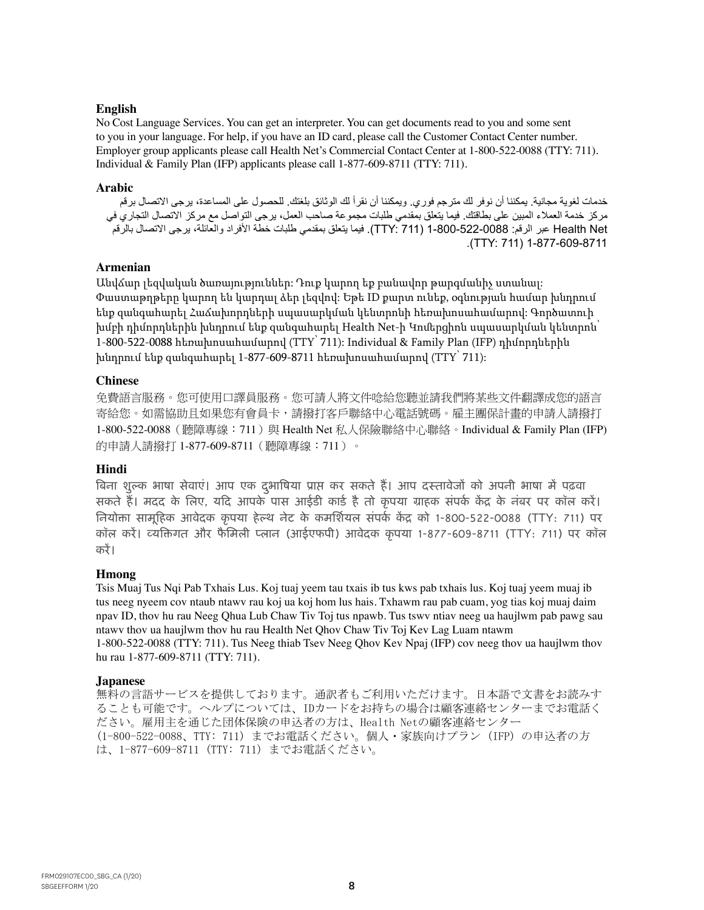**English**

No Cost Language Services. You can get an interpreter. You can get documents read to you and some sent to you in your language. For help, if you have an ID card, please call the Customer Contact Center number. Employer group applicants please call Health Net's Commercial Contact Center at 1-800-522-0088 (TTY: 711). Individual & Family Plan (IFP) applicants please call 1-877-609-8711 (TTY: 711).

**Arabic**

خدمات لغوية مجانية. يمكننا أن نوفر لك مترجم فوري. ويمكننا أن نقرأ لك الوثائق بلغتك. للحصول على المساعدة، يرجى الاتصال برقم مركز خدمة العملاء المبين على بطاقتك. فيما يتعلق بمقدمي طلبات مجموعة صاحب العمل، يرجى التواصل مع مركز الاتصال التجاري في Health Net عبر الرقم: 1-800-522-0088 (TTY: 711). فيما يتعلق بمقدمي طلبات خطة الأفراد والعائلة، يرجى الاتصال بالرقم 1-877-609-8711 (TTY: 711).

**Armenian**

Անվճար լեզվական ծառայություններ: Դուք կարող եք բանավոր թարգմանիչ ստանալ: Փաստաթղթերը կարող են կարդալ ձեր լեզվով: Եթե ID քարտ ունեք, օգնության համար խնդրում ենք զանգահարել Հաճախորդների սպասարկման կենտրոնի հեռախոսահամարով: Գործատուի խմբի դիմորդներին խնդրում ենք զանգահարել Health Net-ի Կոմերցիոն սպասարկման կենտրոն՝ 1-800-522-0088 հեռախոսահամարով (TTY՝ 711): Individual & Family Plan (IFP) դիմորդներին խնդրում ենք զանգահարել 1-877-609-8711 հեռախոսահամարով (TTY՝ 711):

**Chinese**

免費語言服務。您可使用口譯員服務。您可請人將文件唸給您聽並請我們將某些文件翻譯成您的語言寄給您。如需協助且如果您有會員卡，請撥打客戶聯絡中心電話號碼。雇主團保計畫的申請人請撥打 1-800-522-0088（聽障專線：711）與 Health Net 私人保險聯絡中心聯絡。Individual & Family Plan (IFP) 的申請人請撥打 1-877-609-8711（聽障專線：711）。

**Hindi**

बिना शुल्क भाषा सेवाएं। आप एक दुभाषिया प्राप्त कर सकते हैं। आप दस्तावेजों को अपनी भाषा में पढ़वा सकते हैं। मदद के लिए, यदि आपके पास आईडी कार्ड है तो कृपया ग्राहक संपर्क केंद्र के नंबर पर कॉल करें। नियोक्ता सामूहिक आवेदक कृपया हेल्थ नेट के कमर्शियल संपर्क केंद्र को 1-800-522-0088 (TTY: 711) पर कॉल करें। व्यक्तिगत और फैमिली प्लान (आईएफपी) आवेदक कृपया 1-877-609-8711 (TTY: 711) पर कॉल करें।

**Hmong**

Tsis Muaj Tus Nqi Pab Txhais Lus. Koj tuaj yeem tau txais ib tus kws pab txhais lus. Koj tuaj yeem muaj ib tus neeg nyeem cov ntaub ntawv rau koj ua koj hom lus hais. Txhawm rau pab cuam, yog tias koj muaj daim npav ID, thov hu rau Neeg Qhua Lub Chaw Tiv Toj tus npawb. Tus tswv ntiav neeg ua haujlwm pab pawg sau ntawv thov ua haujlwm thov hu rau Health Net Qhov Chaw Tiv Toj Kev Lag Luam ntawm 1-800-522-0088 (TTY: 711). Tus Neeg thiab Tsev Neeg Qhov Kev Npaj (IFP) cov neeg thov ua haujlwm thov hu rau 1-877-609-8711 (TTY: 711).

**Japanese**

無料の言語サービスを提供しております。通訳者もご利用いただけます。日本語で文書をお読みすることも可能です。ヘルプについては、IDカードをお持ちの場合は顧客連絡センターまでお電話ください。雇用主を通じた団体保険の申込者の方は、Health Netの顧客連絡センター（1-800-522-0088、TTY: 711）までお電話ください。個人・家族向けプラン（IFP）の申込者の方は、1-877-609-8711（TTY: 711）までお電話ください。

FRM029107EC00_SBG_CA (1/20)
SBGEEFFORM 1/20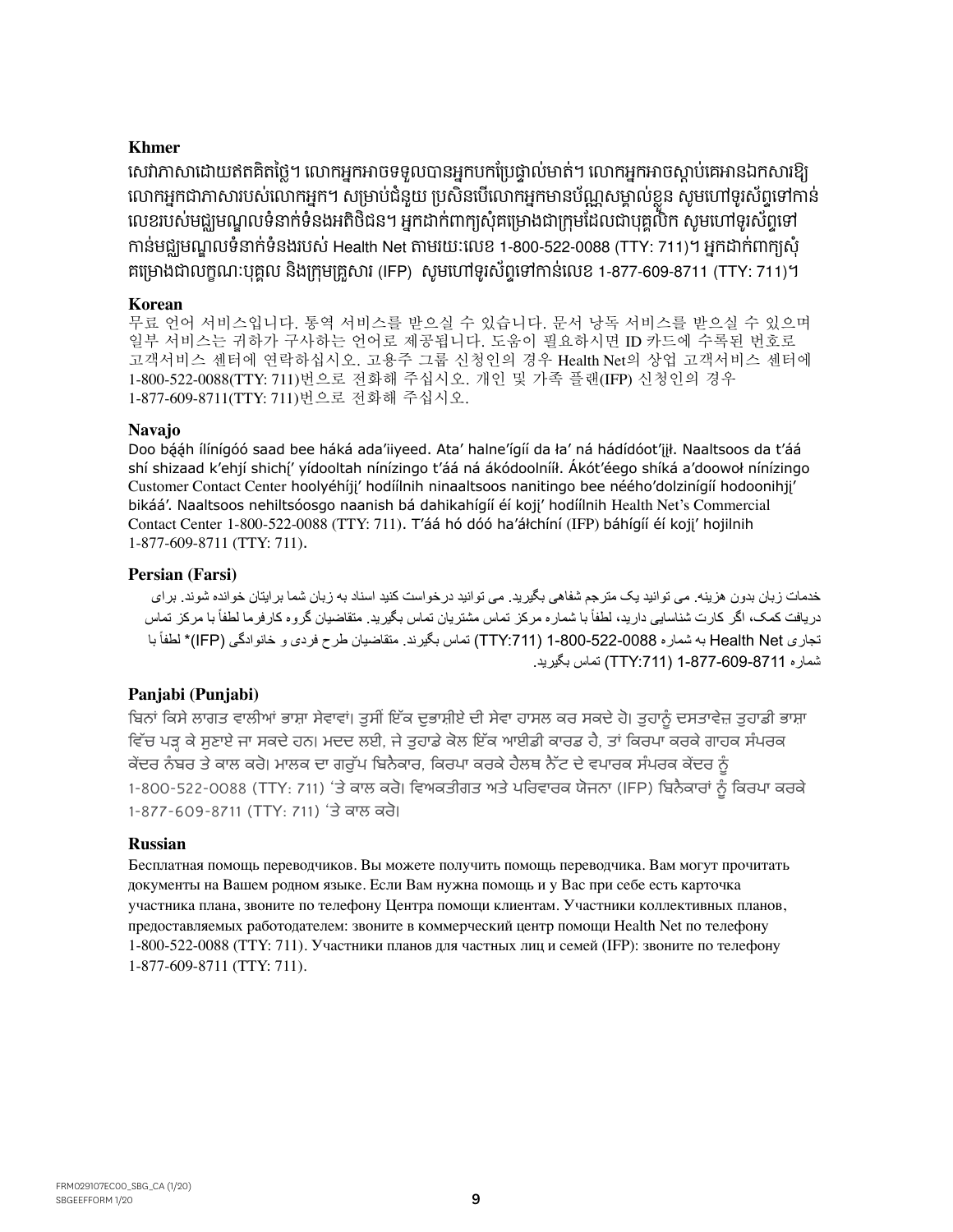**Khmer**

សេវាភាសាដោយឥតគិតថ្លៃ។ លោកអ្នកអាចទទួលបានអ្នកបកប្រែផ្ទាល់មាត់។ លោកអ្នកអាចស្តាប់គេអានឯកសារឱ្យលោកអ្នកជាភាសារបស់លោកអ្នក។ សម្រាប់ជំនួយ ប្រសិនបើលោកអ្នកមានប័ណ្ណសម្គាល់ខ្លួន សូមហៅទូរស័ព្ទទៅកាន់លេខរបស់មជ្ឈមណ្ឌលទំនាក់ទំនងអតិថិជន។ អ្នកដាក់ពាក្យសុំគម្រោងជាក្រុមដែលជាបុគ្គលិក សូមហៅទូរស័ព្ទទៅកាន់មជ្ឈមណ្ឌលទំនាក់ទំនងរបស់ Health Net តាមរយៈលេខ 1-800-522-0088 (TTY: 711)។ អ្នកដាក់ពាក្យសុំគម្រោងជាលក្ខណៈបុគ្គល និងក្រុមគ្រួសារ (IFP) សូមហៅទូរស័ព្ទទៅកាន់លេខ 1-877-609-8711 (TTY: 711)។

**Korean**

무료 언어 서비스입니다. 통역 서비스를 받으실 수 있습니다. 문서 낭독 서비스를 받으실 수 있으며 일부 서비스는 귀하가 구사하는 언어로 제공됩니다. 도움이 필요하시면 ID 카드에 수록된 번호로 고객서비스 센터에 연락하십시오. 고용주 그룹 신청인의 경우 Health Net의 상업 고객서비스 센터에 1-800-522-0088(TTY: 711)번으로 전화해 주십시오. 개인 및 가족 플랜(IFP) 신청인의 경우 1-877-609-8711(TTY: 711)번으로 전화해 주십시오.

**Navajo**

Doo bą́ą́h ílínígóó saad bee háká ada'iiyeed. Ata' halne'ígíí da ła' ná hádídóot'įįł. Naaltsoos da t'áá shí shizaad k'ehjí shichį' yídooltah nínízingo t'áá ná ákódoolnííł. Ákót'éego shíká a'doowoł nínízingo Customer Contact Center hoolyéhíjį' hodíílnih ninaaltsoos nanitingo bee néého'dolzinígíí hodoonihjį' bikáá'. Naaltsoos nehiltsóosgo naanish bá dahikahígíí éí kojį' hodíílnih Health Net's Commercial Contact Center 1-800-522-0088 (TTY: 711). T'áá hó dóó ha'áłchíní (IFP) báhígíí éí kojį' hojilnih 1-877-609-8711 (TTY: 711).

**Persian (Farsi)**

خدمات زبان بدون هزینه. می توانید یک مترجم شفاهی بگیرید. می توانید درخواست کنید اسناد به زبان شما برایتان خوانده شوند. برای دریافت کمک، اگر کارت شناسایی دارید، لطفاً با شماره مرکز تماس مشتریان تماس بگیرید. متقاضیان گروه کارفرما لطفاً با مرکز تماس تجاری Health Net به شماره 0088-522-800-1 (TTY:711) تماس بگیرند. متقاضیان طرح فردی و خانوادگی (IFP)* لطفاً با شماره 8711-609-877-1 (TTY:711) تماس بگیرید.

**Panjabi (Punjabi)**

ਬਿਨਾਂ ਕਿਸੇ ਲਾਗਤ ਵਾਲੀਆਂ ਭਾਸ਼ਾ ਸੇਵਾਵਾਂ। ਤੁਸੀਂ ਇੱਕ ਦੁਭਾਸ਼ੀਏ ਦੀ ਸੇਵਾ ਹਾਸਲ ਕਰ ਸਕਦੇ ਹੋ। ਤੁਹਾਨੂੰ ਦਸਤਾਵੇਜ਼ ਤੁਹਾਡੀ ਭਾਸ਼ਾ ਵਿੱਚ ਪੜ੍ਹ ਕੇ ਸੁਣਾਏ ਜਾ ਸਕਦੇ ਹਨ। ਮਦਦ ਲਈ, ਜੇ ਤੁਹਾਡੇ ਕੋਲ ਇੱਕ ਆਈਡੀ ਕਾਰਡ ਹੈ, ਤਾਂ ਕਿਰਪਾ ਕਰਕੇ ਗਾਹਕ ਸੰਪਰਕ ਕੇਂਦਰ ਨੰਬਰ ਤੇ ਕਾਲ ਕਰੋ। ਮਾਲਕ ਦਾ ਗਰੁੱਪ ਬਿਨੈਕਾਰ, ਕਿਰਪਾ ਕਰਕੇ ਹੈਲਥ ਨੈੱਟ ਦੇ ਵਪਾਰਕ ਸੰਪਰਕ ਕੇਂਦਰ ਨੂੰ 1-800-522-0088 (TTY: 711) 'ਤੇ ਕਾਲ ਕਰੋ। ਵਿਅਕਤੀਗਤ ਅਤੇ ਪਰਿਵਾਰਕ ਯੋਜਨਾ (IFP) ਬਿਨੈਕਾਰਾਂ ਨੂੰ ਕਿਰਪਾ ਕਰਕੇ 1-877-609-8711 (TTY: 711) 'ਤੇ ਕਾਲ ਕਰੋ।

**Russian**

Бесплатная помощь переводчиков. Вы можете получить помощь переводчика. Вам могут прочитать документы на Вашем родном языке. Если Вам нужна помощь и у Вас при себе есть карточка участника плана, звоните по телефону Центра помощи клиентам. Участники коллективных планов, предоставляемых работодателем: звоните в коммерческий центр помощи Health Net по телефону 1-800-522-0088 (TTY: 711). Участники планов для частных лиц и семей (IFP): звоните по телефону 1-877-609-8711 (TTY: 711).

FRM029107EC00_SBG_CA (1/20)
SBGEEFFORM 1/20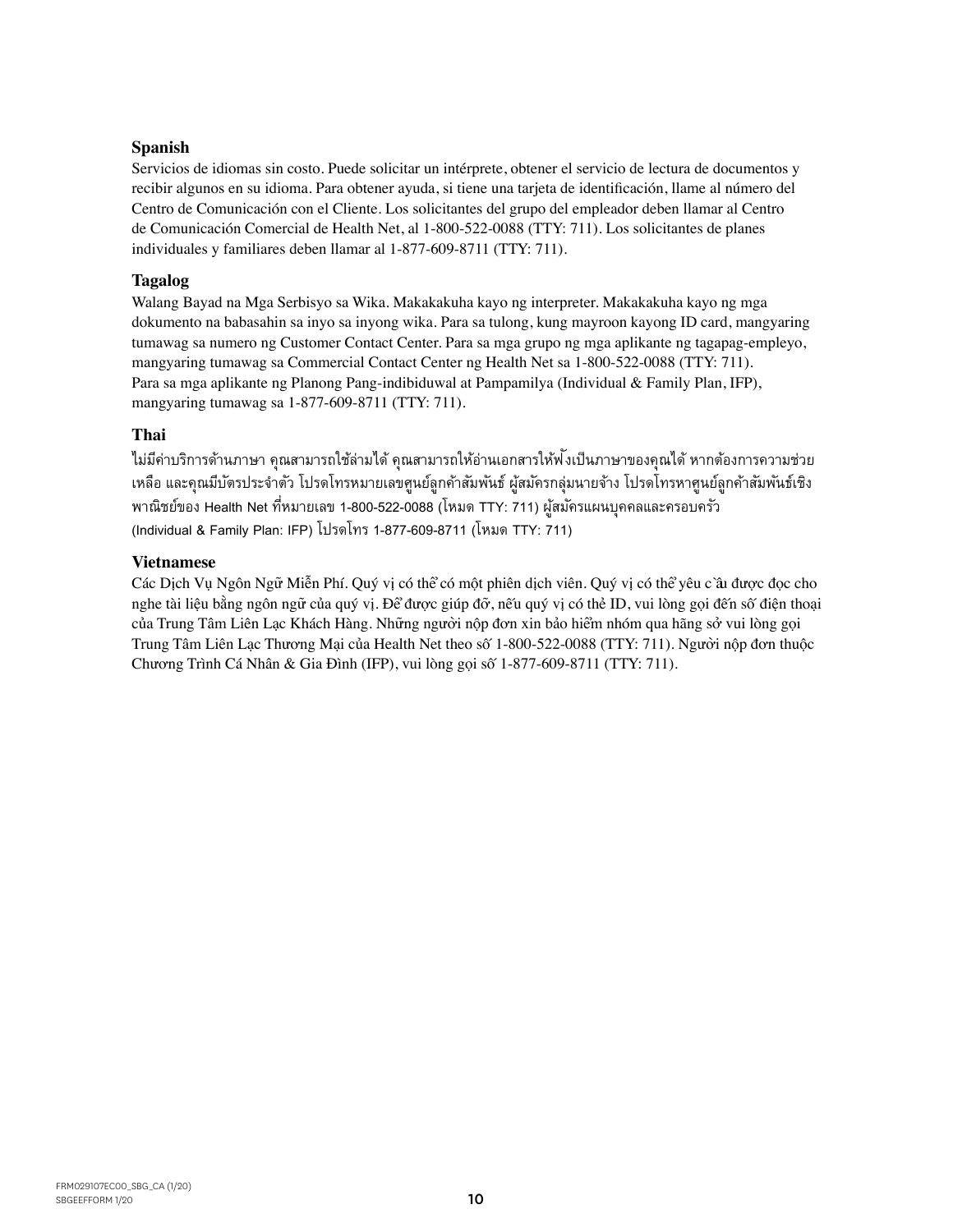**Spanish**

Servicios de idiomas sin costo. Puede solicitar un intérprete, obtener el servicio de lectura de documentos y recibir algunos en su idioma. Para obtener ayuda, si tiene una tarjeta de identificación, llame al número del Centro de Comunicación con el Cliente. Los solicitantes del grupo del empleador deben llamar al Centro de Comunicación Comercial de Health Net, al 1-800-522-0088 (TTY: 711). Los solicitantes de planes individuales y familiares deben llamar al 1-877-609-8711 (TTY: 711).

**Tagalog**

Walang Bayad na Mga Serbisyo sa Wika. Makakakuha kayo ng interpreter. Makakakuha kayo ng mga dokumento na babasahin sa inyo sa inyong wika. Para sa tulong, kung mayroon kayong ID card, mangyaring tumawag sa numero ng Customer Contact Center. Para sa mga grupo ng mga aplikante ng tagapag-empleyo, mangyaring tumawag sa Commercial Contact Center ng Health Net sa 1-800-522-0088 (TTY: 711). Para sa mga aplikante ng Planong Pang-indibiduwal at Pampamilya (Individual & Family Plan, IFP), mangyaring tumawag sa 1-877-609-8711 (TTY: 711).

**Thai**

ไม่มีค่าบริการด้านภาษา คุณสามารถใช้ล่ามได้ คุณสามารถให้อ่านเอกสารให้ฟังเป็นภาษาของคุณได้ หากต้องการความช่วยเหลือ และคุณมีบัตรประจำตัว โปรดโทรหมายเลขศูนย์ลูกค้าสัมพันธ์ ผู้สมัครกลุ่มนายจ้าง โปรดโทรหาศูนย์ลูกค้าสัมพันธ์เชิงพาณิชย์ของ Health Net ที่หมายเลข 1-800-522-0088 (โหมด TTY: 711) ผู้สมัครแผนบุคคลและครอบครัว (Individual & Family Plan: IFP) โปรดโทร 1-877-609-8711 (โหมด TTY: 711)

**Vietnamese**

Các Dịch Vụ Ngôn Ngữ Miễn Phí. Quý vị có thể có một phiên dịch viên. Quý vị có thể yêu cầu được đọc cho nghe tài liệu bằng ngôn ngữ của quý vị. Để được giúp đỡ, nếu quý vị có thẻ ID, vui lòng gọi đến số điện thoại của Trung Tâm Liên Lạc Khách Hàng. Những người nộp đơn xin bảo hiểm nhóm qua hãng sở vui lòng gọi Trung Tâm Liên Lạc Thương Mại của Health Net theo số 1-800-522-0088 (TTY: 711). Người nộp đơn thuộc Chương Trình Cá Nhân & Gia Đình (IFP), vui lòng gọi số 1-877-609-8711 (TTY: 711).

FRM029107EC00_SBG_CA (1/20)
SBGEEFFORM 1/20